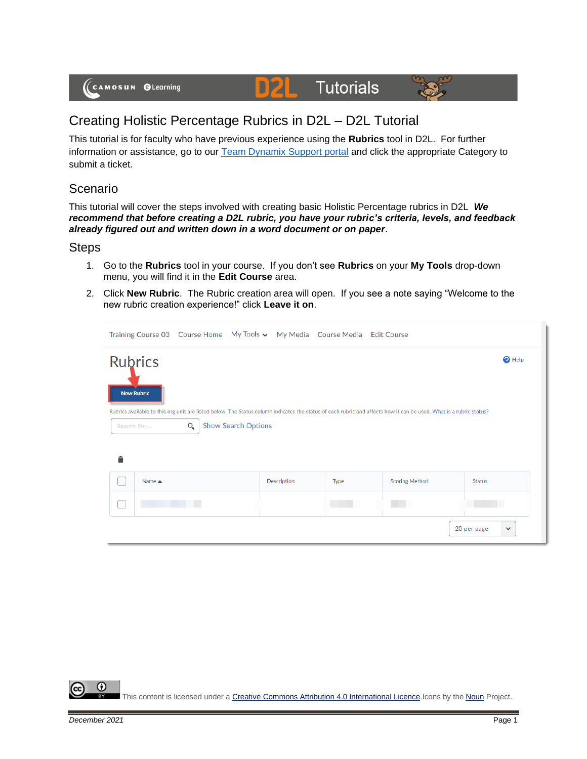# Creating Holistic Percentage Rubrics in D2L – D2L Tutorial

This tutorial is for faculty who have previous experience using the **Rubrics** tool in D2L. For further information or assistance, go to our [Team Dynamix Support portal]() and click the appropriate Category to submit a ticket.

## Scenario

This tutorial will cover the steps involved with creating basic Holistic Percentage rubrics in D2L ***We recommend that before creating a D2L rubric, you have your rubric's criteria, levels, and feedback already figured out and written down in a word document or on paper***.

## Steps

1. Go to the **Rubrics** tool in your course. If you don't see **Rubrics** on your **My Tools** drop-down menu, you will find it in the **Edit Course** area.
2. Click **New Rubric**. The Rubric creation area will open. If you see a note saying "Welcome to the new rubric creation experience!" click **Leave it on**.

This content is licensed under a [Creative Commons Attribution 4.0 International Licence](). Icons by the [Noun]() Project.

*December 2021*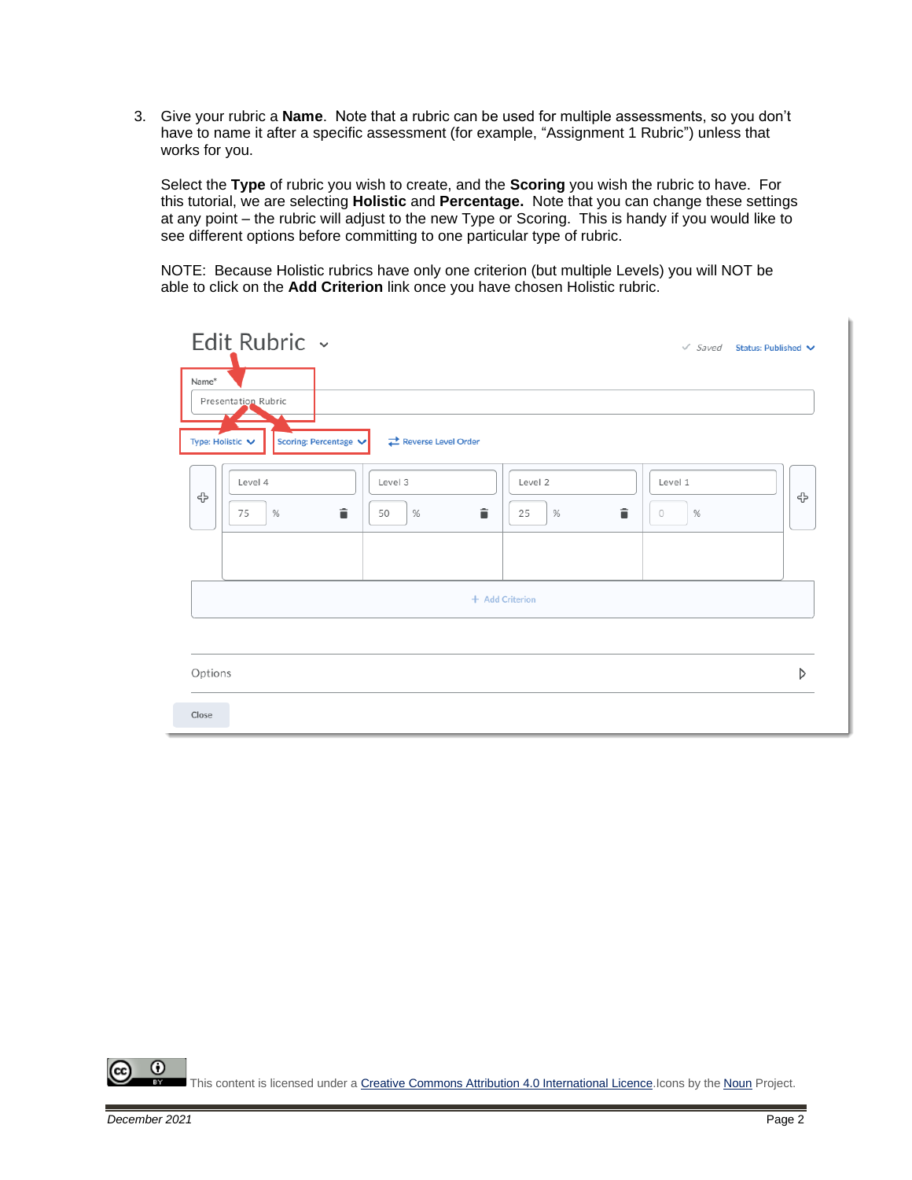3. Give your rubric a **Name**. Note that a rubric can be used for multiple assessments, so you don't have to name it after a specific assessment (for example, "Assignment 1 Rubric") unless that works for you.

   Select the **Type** of rubric you wish to create, and the **Scoring** you wish the rubric to have. For this tutorial, we are selecting **Holistic** and **Percentage.** Note that you can change these settings at any point – the rubric will adjust to the new Type or Scoring. This is handy if you would like to see different options before committing to one particular type of rubric.

   NOTE: Because Holistic rubrics have only one criterion (but multiple Levels) you will NOT be able to click on the **Add Criterion** link once you have chosen Holistic rubric.

This content is licensed under a Creative Commons Attribution 4.0 International Licence. Icons by the Noun Project.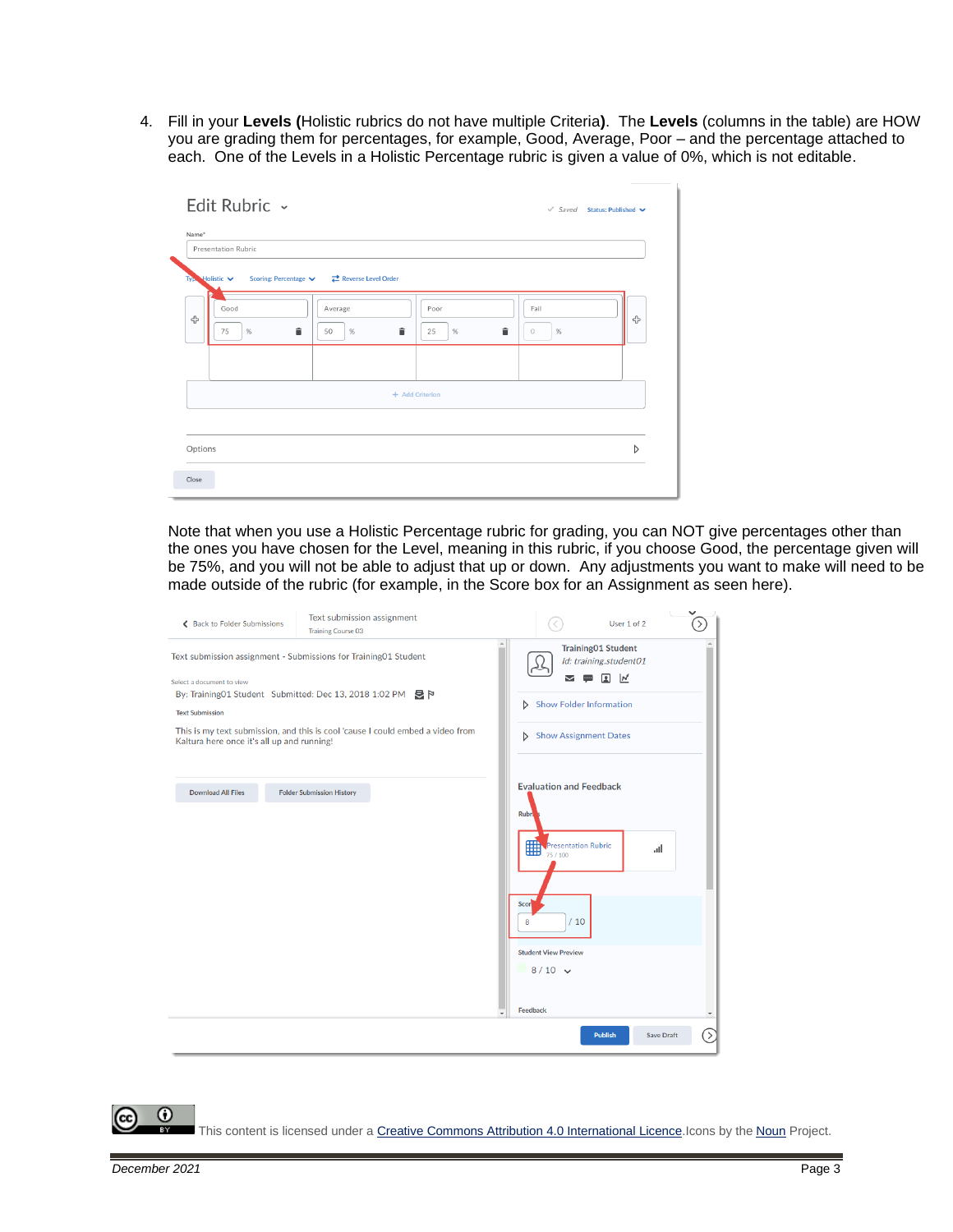4. Fill in your **Levels (**Holistic rubrics do not have multiple Criteria**)**. The **Levels** (columns in the table) are HOW you are grading them for percentages, for example, Good, Average, Poor – and the percentage attached to each. One of the Levels in a Holistic Percentage rubric is given a value of 0%, which is not editable.

   Note that when you use a Holistic Percentage rubric for grading, you can NOT give percentages other than the ones you have chosen for the Level, meaning in this rubric, if you choose Good, the percentage given will be 75%, and you will not be able to adjust that up or down. Any adjustments you want to make will need to be made outside of the rubric (for example, in the Score box for an Assignment as seen here).

This content is licensed under a Creative Commons Attribution 4.0 International Licence. Icons by the Noun Project.

December 2021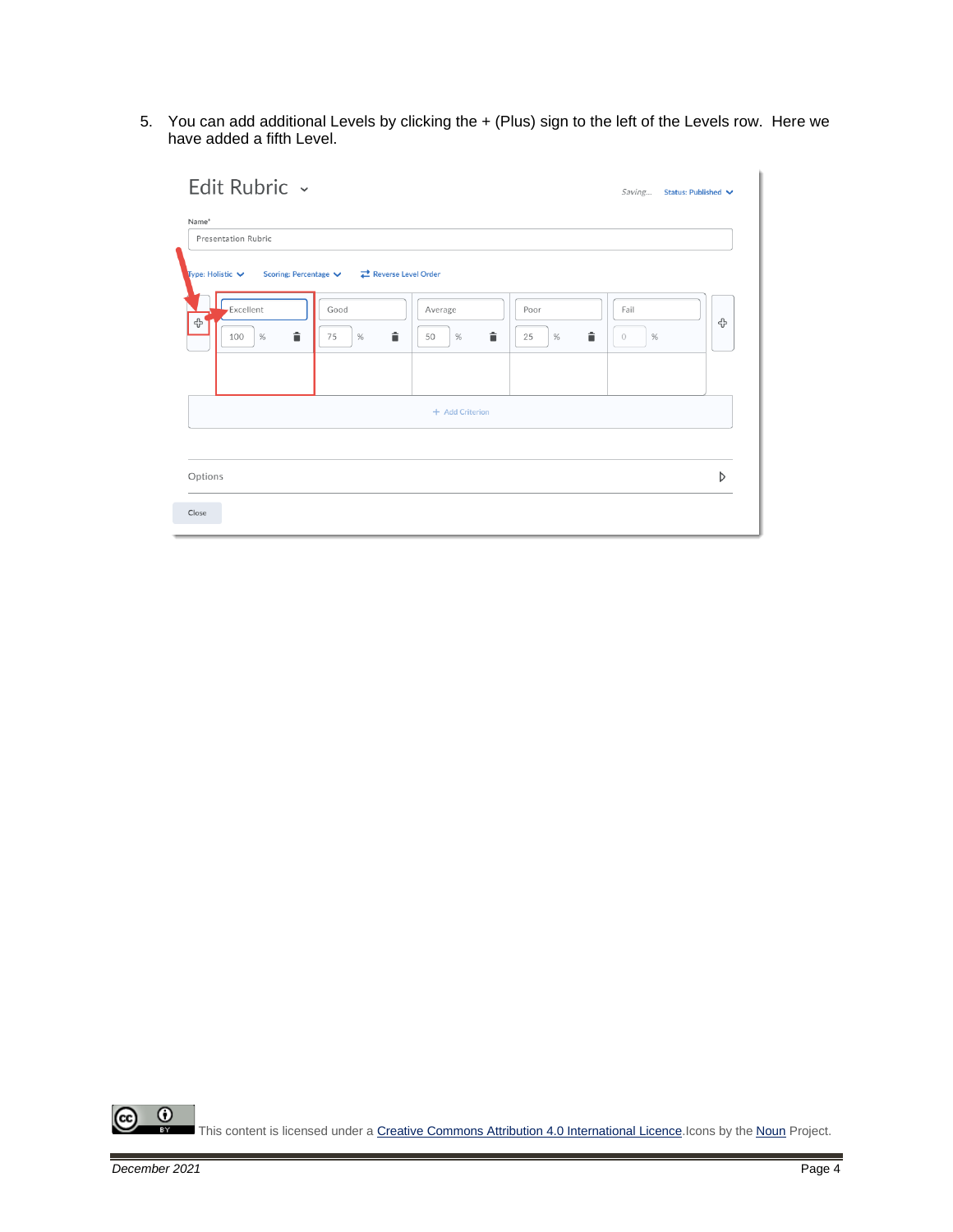5. You can add additional Levels by clicking the + (Plus) sign to the left of the Levels row. Here we have added a fifth Level.

Edit Rubric

Saving... Status: Published

Name*

Presentation Rubric

Type: Holistic Scoring: Percentage Reverse Level Order

| Excellent | Good | Average | Poor | Fail |
|---|---|---|---|---|
| 100 % | 75 % | 50 % | 25 % | 0 % |

+ Add Criterion

Options

Close

This content is licensed under a Creative Commons Attribution 4.0 International Licence. Icons by the Noun Project.

December 2021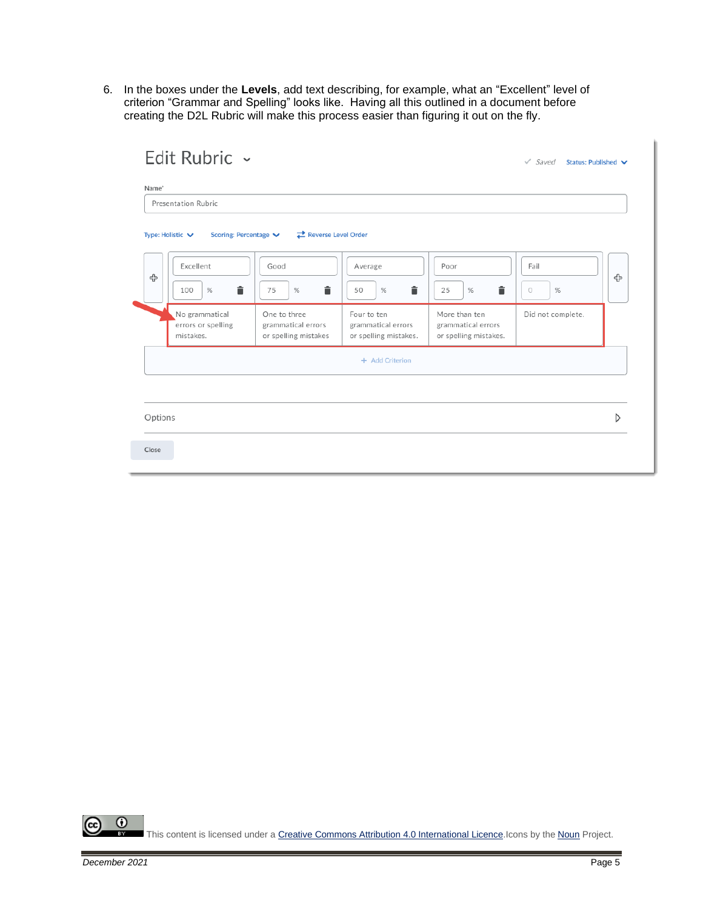6. In the boxes under the **Levels**, add text describing, for example, what an "Excellent" level of criterion "Grammar and Spelling" looks like. Having all this outlined in a document before creating the D2L Rubric will make this process easier than figuring it out on the fly.

Edit Rubric

Saved Status: Published

Name*

Presentation Rubric

Type: Holistic Scoring: Percentage Reverse Level Order

| Excellent | Good | Average | Poor | Fail |
|---|---|---|---|---|
| 100 % | 75 % | 50 % | 25 % | 0 % |
| No grammatical errors or spelling mistakes. | One to three grammatical errors or spelling mistakes | Four to ten grammatical errors or spelling mistakes. | More than ten grammatical errors or spelling mistakes. | Did not complete. |

+ Add Criterion

Options

Close

This content is licensed under a Creative Commons Attribution 4.0 International Licence. Icons by the Noun Project.

December 2021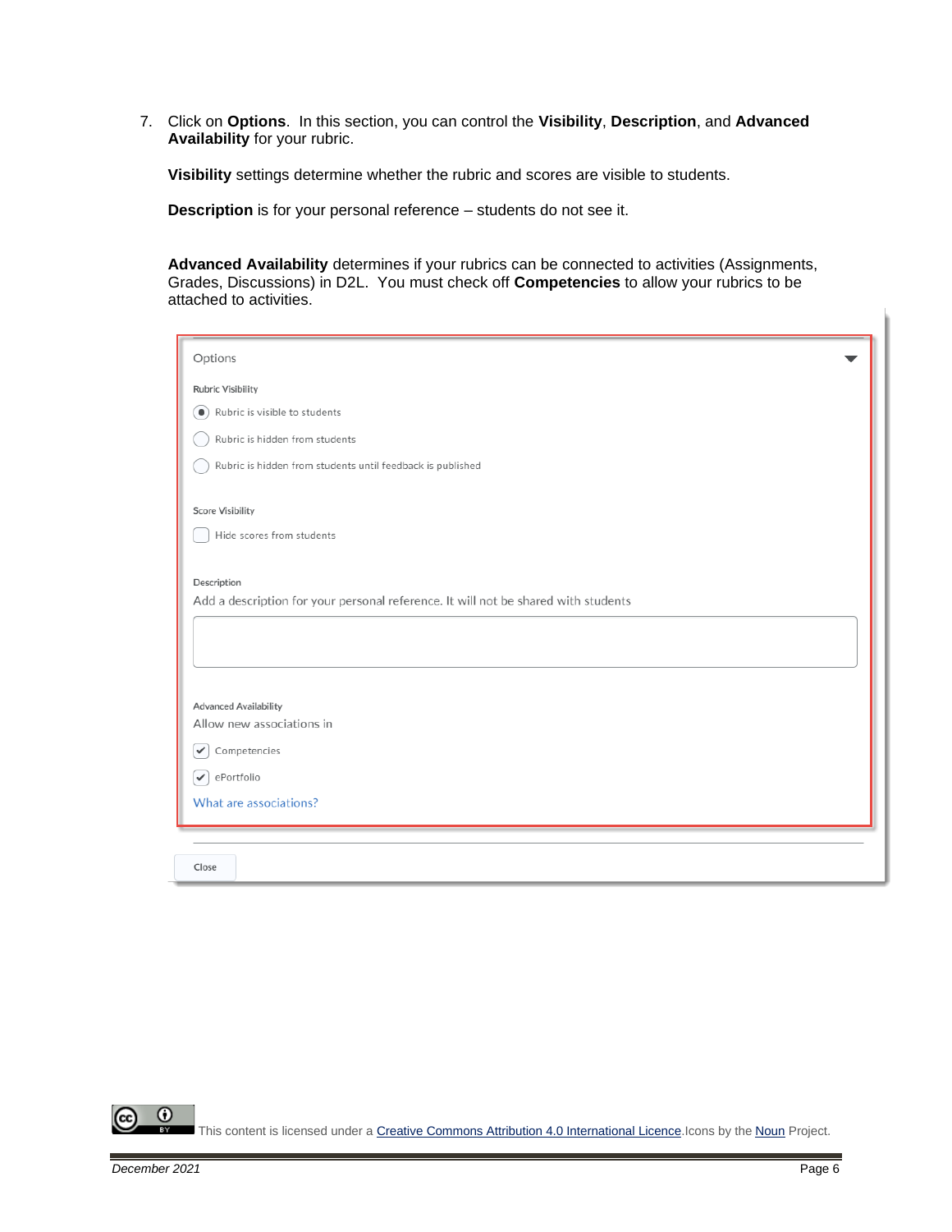7. Click on **Options**. In this section, you can control the **Visibility**, **Description**, and **Advanced Availability** for your rubric.

   **Visibility** settings determine whether the rubric and scores are visible to students.

   **Description** is for your personal reference – students do not see it.

   **Advanced Availability** determines if your rubrics can be connected to activities (Assignments, Grades, Discussions) in D2L. You must check off **Competencies** to allow your rubrics to be attached to activities.

Options

Rubric Visibility

- (•) Rubric is visible to students
- ( ) Rubric is hidden from students
- ( ) Rubric is hidden from students until feedback is published

Score Visibility

- [ ] Hide scores from students

Description

Add a description for your personal reference. It will not be shared with students

Advanced Availability

Allow new associations in

- [x] Competencies
- [x] ePortfolio

What are associations?

Close

This content is licensed under a Creative Commons Attribution 4.0 International Licence. Icons by the Noun Project.

December 2021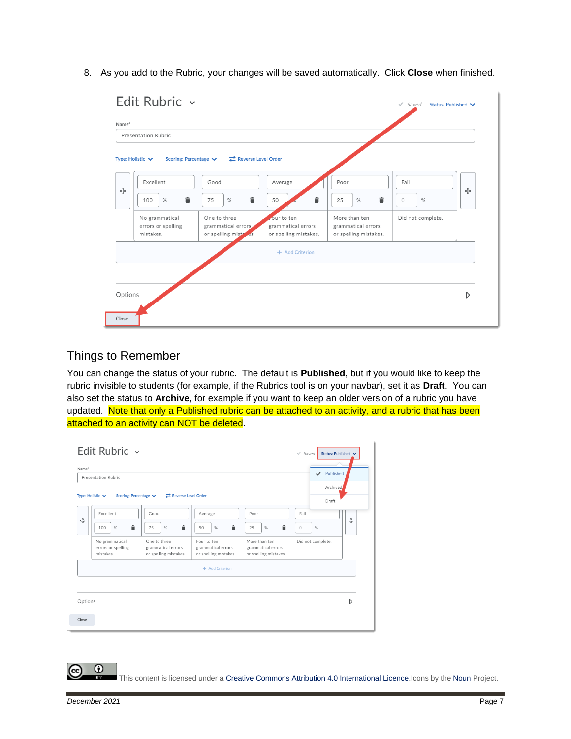8. As you add to the Rubric, your changes will be saved automatically. Click **Close** when finished.

## Things to Remember

You can change the status of your rubric. The default is **Published**, but if you would like to keep the rubric invisible to students (for example, if the Rubrics tool is on your navbar), set it as **Draft**. You can also set the status to **Archive**, for example if you want to keep an older version of a rubric you have updated. Note that only a Published rubric can be attached to an activity, and a rubric that has been attached to an activity can NOT be deleted.

This content is licensed under a Creative Commons Attribution 4.0 International Licence. Icons by the Noun Project.

December 2021